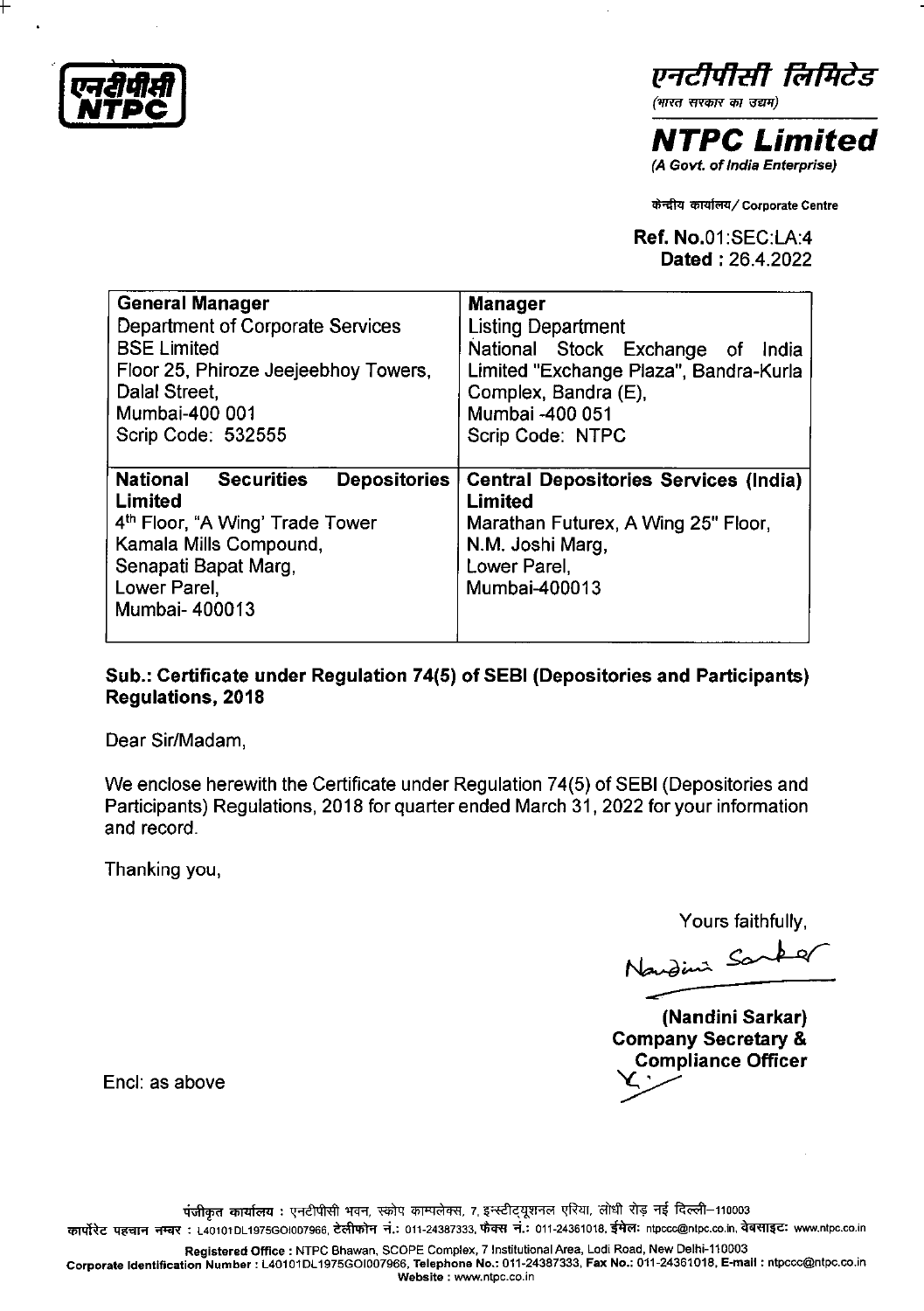एनटीपीसी लिमिटेड
(भारत सरकार का उद्यम)

**NTPC Limited**
*(A Govt. of India Enterprise)*

केन्द्रीय कार्यालय/ Corporate Centre

**Ref. No.**01:SEC:LA:4
**Dated** : 26.4.2022

| **General Manager**<br>Department of Corporate Services<br>BSE Limited<br>Floor 25, Phiroze Jeejeebhoy Towers,<br>Dalal Street,<br>Mumbai-400 001<br>Scrip Code: 532555 | **Manager**<br>Listing Department<br>National Stock Exchange of India Limited "Exchange Plaza", Bandra-Kurla Complex, Bandra (E),<br>Mumbai -400 051<br>Scrip Code: NTPC |
|---|---|
| **National Securities Depositories Limited**<br>4th Floor, "A Wing' Trade Tower<br>Kamala Mills Compound,<br>Senapati Bapat Marg,<br>Lower Parel,<br>Mumbai- 400013 | **Central Depositories Services (India) Limited**<br>Marathan Futurex, A Wing 25" Floor,<br>N.M. Joshi Marg,<br>Lower Parel,<br>Mumbai-400013 |

**Sub.: Certificate under Regulation 74(5) of SEBI (Depositories and Participants) Regulations, 2018**

Dear Sir/Madam,

We enclose herewith the Certificate under Regulation 74(5) of SEBI (Depositories and Participants) Regulations, 2018 for quarter ended March 31, 2022 for your information and record.

Thanking you,

Yours faithfully,

**(Nandini Sarkar)**
**Company Secretary &**
**Compliance Officer**

Encl: as above

पंजीकृत कार्यालय : एनटीपीसी भवन, स्कोप काम्पलेक्स, 7, इन्स्टीट्यूशनल एरिया, लोधी रोड़ नई दिल्ली–110003
कार्पोरेट पहचान नम्बर : L40101DL1975GOI007966, टेलीफोन नं.: 011-24387333, फैक्स नं.: 011-24361018, ईमेल: ntpccc@ntpc.co.in, वेबसाइट: www.ntpc.co.in

Registered Office : NTPC Bhawan, SCOPE Complex, 7 Institutional Area, Lodi Road, New Delhi-110003
Corporate Identification Number : L40101DL1975GOI007966, Telephone No.: 011-24387333, Fax No.: 011-24361018, E-mail : ntpccc@ntpc.co.in
Website : www.ntpc.co.in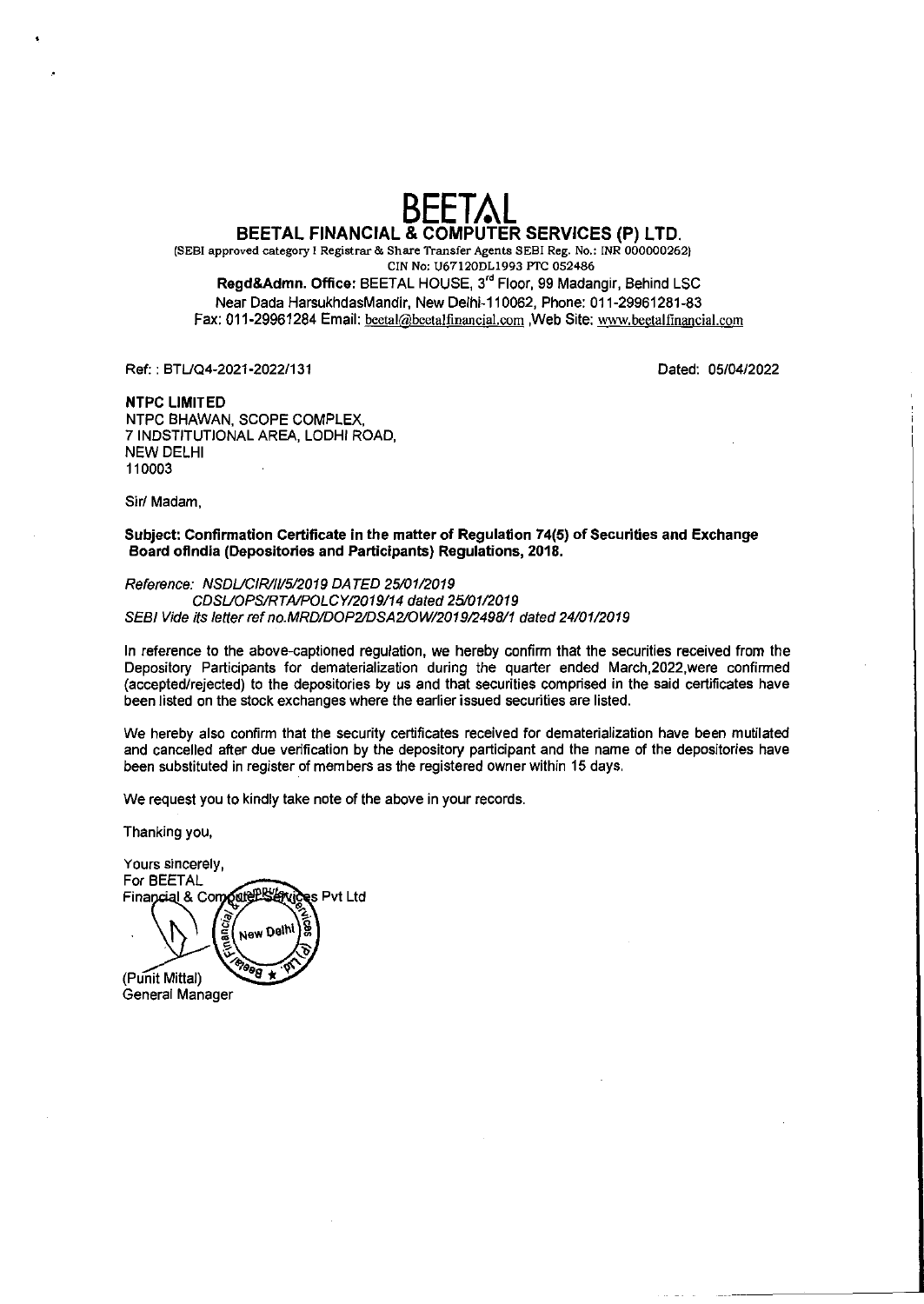# BEETAL

## BEETAL FINANCIAL & COMPUTER SERVICES (P) LTD.

(SEBI approved category I Registrar & Share Transfer Agents SEBI Reg. No.: INR 000000262)
CIN No: U67120DL1993 PTC 052486

**Regd&Admn. Office:** BEETAL HOUSE, 3rd Floor, 99 Madangir, Behind LSC
Near Dada HarsukhdasMandir, New Delhi-110062, Phone: 011-29961281-83
Fax: 011-29961284 Email: beetal@beetalfinancial.com ,Web Site: www.beetalfinancial.com

Ref: : BTL/Q4-2021-2022/131

Dated: 05/04/2022

**NTPC LIMITED**
NTPC BHAWAN, SCOPE COMPLEX,
7 INDSTITUTIONAL AREA, LODHI ROAD,
NEW DELHI
110003

Sir/ Madam,

**Subject: Confirmation Certificate in the matter of Regulation 74(5) of Securities and Exchange Board ofIndia (Depositories and Participants) Regulations, 2018.**

*Reference: NSDL/CIR/II/5/2019 DATED 25/01/2019*
*CDSL/OPS/RTA/POLCY/2019/14 dated 25/01/2019*
*SEBI Vide its letter ref no.MRD/DOP2/DSA2/OW/2019/2498/1 dated 24/01/2019*

In reference to the above-captioned regulation, we hereby confirm that the securities received from the Depository Participants for dematerialization during the quarter ended March,2022,were confirmed (accepted/rejected) to the depositories by us and that securities comprised in the said certificates have been listed on the stock exchanges where the earlier issued securities are listed.

We hereby also confirm that the security certificates received for dematerialization have been mutilated and cancelled after due verification by the depository participant and the name of the depositories have been substituted in register of members as the registered owner within 15 days.

We request you to kindly take note of the above in your records.

Thanking you,

Yours sincerely,
For BEETAL
Financial & Computer Services Pvt Ltd

(Punit Mittal)
General Manager